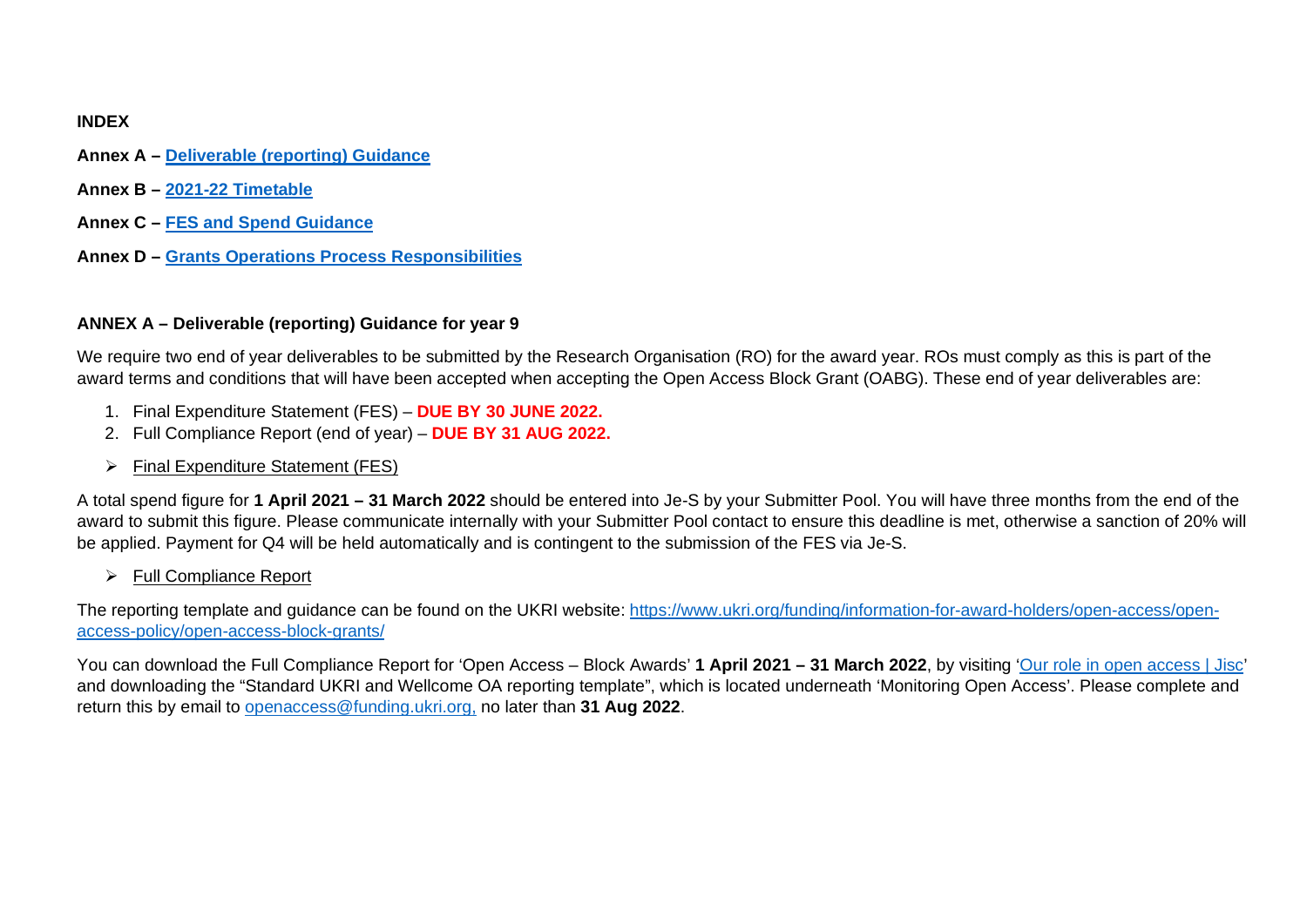**INDEX**

**Annex A – [Deliverable (reporting) Guidance]()**

**Annex B – [2021-22 Timetable]()**

**Annex C – [FES and Spend Guidance]()**

**Annex D – [Grants Operations Process Responsibilities]()**

## ANNEX A – Deliverable (reporting) Guidance for year 9

We require two end of year deliverables to be submitted by the Research Organisation (RO) for the award year. ROs must comply as this is part of the award terms and conditions that will have been accepted when accepting the Open Access Block Grant (OABG). These end of year deliverables are:

1. Final Expenditure Statement (FES) – **DUE BY 30 JUNE 2022.**
2. Full Compliance Report (end of year) – **DUE BY 31 AUG 2022.**

- Final Expenditure Statement (FES)

A total spend figure for **1 April 2021 – 31 March 2022** should be entered into Je-S by your Submitter Pool. You will have three months from the end of the award to submit this figure. Please communicate internally with your Submitter Pool contact to ensure this deadline is met, otherwise a sanction of 20% will be applied. Payment for Q4 will be held automatically and is contingent to the submission of the FES via Je-S.

- Full Compliance Report

The reporting template and guidance can be found on the UKRI website: https://www.ukri.org/funding/information-for-award-holders/open-access/open-access-policy/open-access-block-grants/

You can download the Full Compliance Report for 'Open Access – Block Awards' **1 April 2021 – 31 March 2022**, by visiting '[Our role in open access | Jisc]()' and downloading the "Standard UKRI and Wellcome OA reporting template", which is located underneath 'Monitoring Open Access'. Please complete and return this by email to openaccess@funding.ukri.org, no later than **31 Aug 2022**.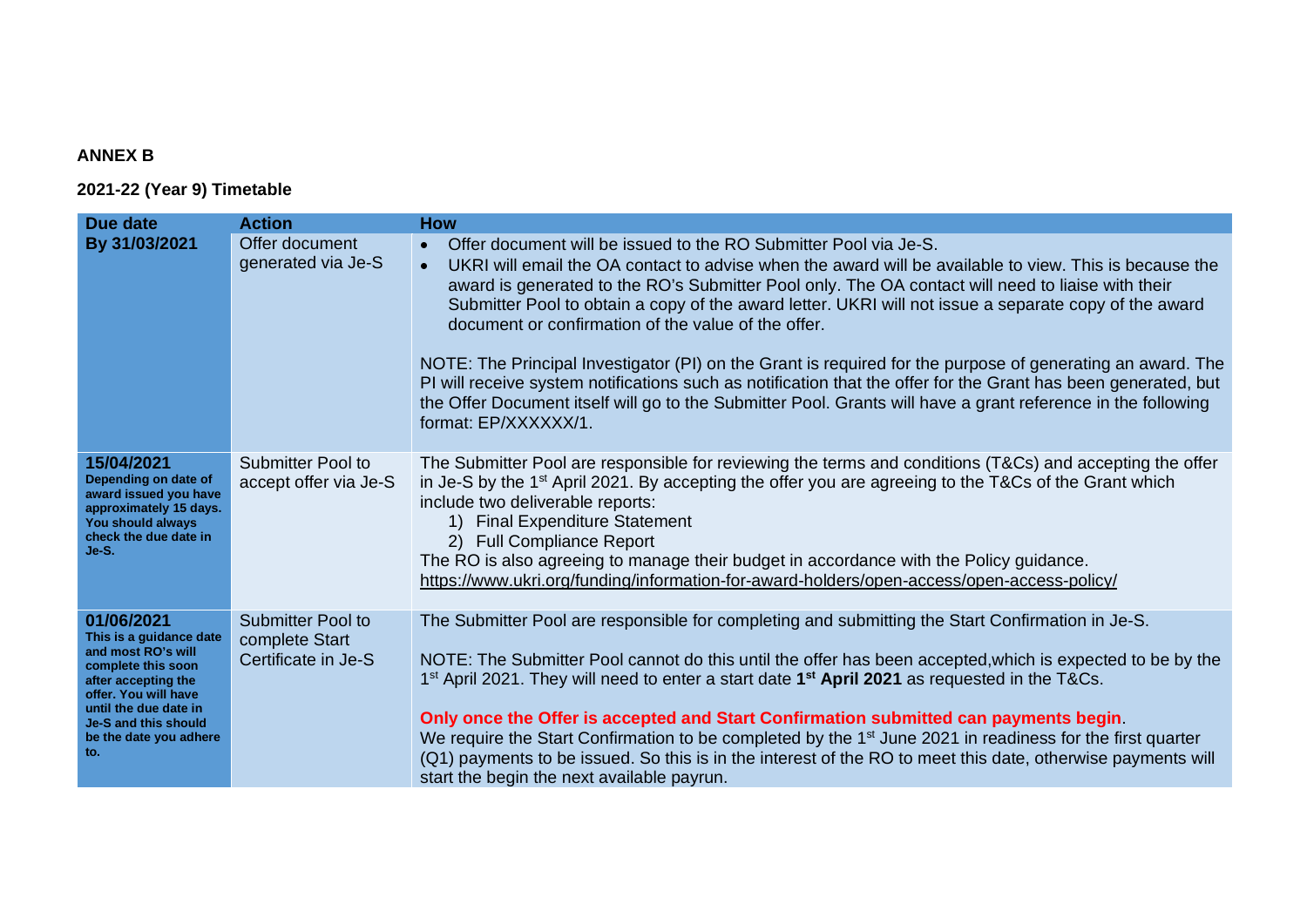**ANNEX B**

**2021-22 (Year 9) Timetable**

| Due date | Action | How |
|---|---|---|
| **By 31/03/2021** | Offer document generated via Je-S | • Offer document will be issued to the RO Submitter Pool via Je-S.<br>• UKRI will email the OA contact to advise when the award will be available to view. This is because the award is generated to the RO's Submitter Pool only. The OA contact will need to liaise with their Submitter Pool to obtain a copy of the award letter. UKRI will not issue a separate copy of the award document or confirmation of the value of the offer.<br><br>NOTE: The Principal Investigator (PI) on the Grant is required for the purpose of generating an award. The PI will receive system notifications such as notification that the offer for the Grant has been generated, but the Offer Document itself will go to the Submitter Pool. Grants will have a grant reference in the following format: EP/XXXXXX/1. |
| **15/04/2021**<br>**Depending on date of award issued you have approximately 15 days. You should always check the due date in Je-S.** | Submitter Pool to accept offer via Je-S | The Submitter Pool are responsible for reviewing the terms and conditions (T&Cs) and accepting the offer in Je-S by the 1st April 2021. By accepting the offer you are agreeing to the T&Cs of the Grant which include two deliverable reports:<br>1) Final Expenditure Statement<br>2) Full Compliance Report<br>The RO is also agreeing to manage their budget in accordance with the Policy guidance.<br>https://www.ukri.org/funding/information-for-award-holders/open-access/open-access-policy/ |
| **01/06/2021**<br>**This is a guidance date and most RO's will complete this soon after accepting the offer. You will have until the due date in Je-S and this should be the date you adhere to.** | Submitter Pool to complete Start Certificate in Je-S | The Submitter Pool are responsible for completing and submitting the Start Confirmation in Je-S.<br><br>NOTE: The Submitter Pool cannot do this until the offer has been accepted,which is expected to be by the 1st April 2021. They will need to enter a start date **1st April 2021** as requested in the T&Cs.<br><br>**Only once the Offer is accepted and Start Confirmation submitted can payments begin**.<br>We require the Start Confirmation to be completed by the 1st June 2021 in readiness for the first quarter (Q1) payments to be issued. So this is in the interest of the RO to meet this date, otherwise payments will start the begin the next available payrun. |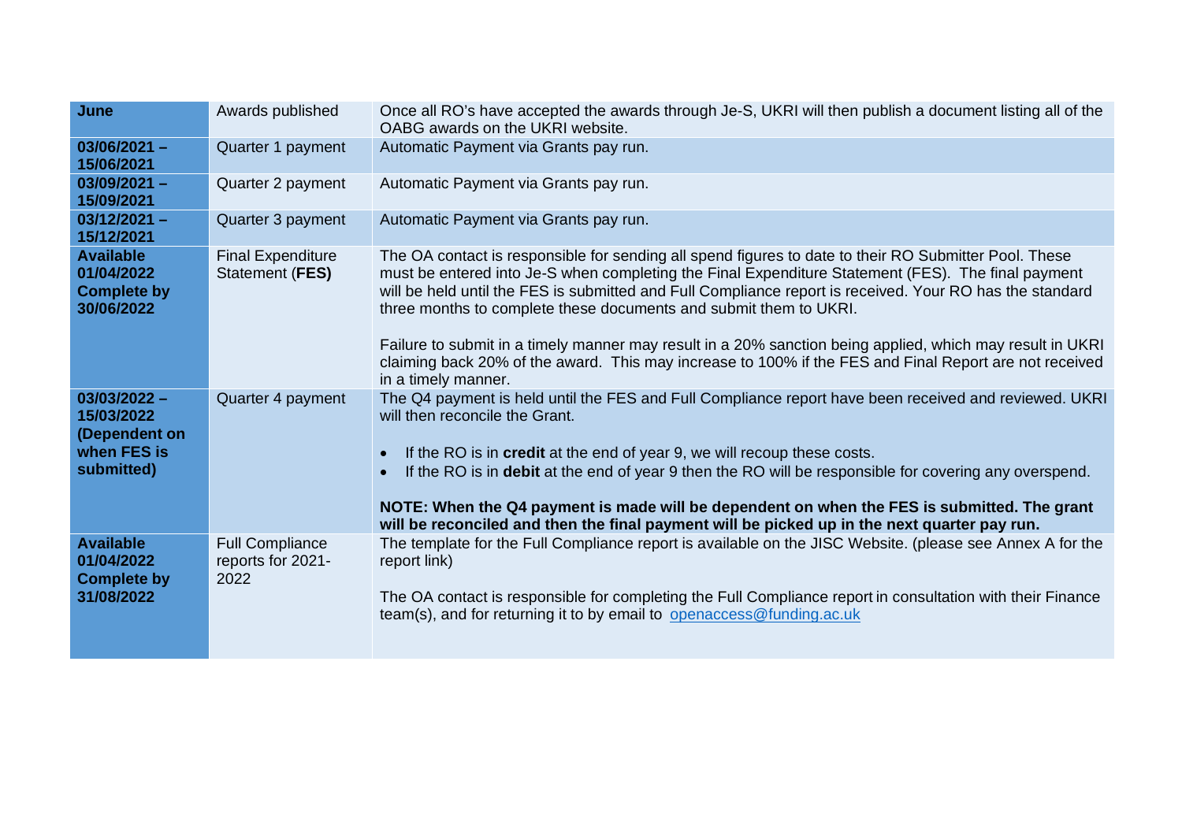| | | |
|---|---|---|
| **June** | Awards published | Once all RO's have accepted the awards through Je-S, UKRI will then publish a document listing all of the OABG awards on the UKRI website. |
| **03/06/2021 – 15/06/2021** | Quarter 1 payment | Automatic Payment via Grants pay run. |
| **03/09/2021 – 15/09/2021** | Quarter 2 payment | Automatic Payment via Grants pay run. |
| **03/12/2021 – 15/12/2021** | Quarter 3 payment | Automatic Payment via Grants pay run. |
| **Available 01/04/2022 Complete by 30/06/2022** | Final Expenditure Statement (**FES**) | The OA contact is responsible for sending all spend figures to date to their RO Submitter Pool. These must be entered into Je-S when completing the Final Expenditure Statement (FES). The final payment will be held until the FES is submitted and Full Compliance report is received. Your RO has the standard three months to complete these documents and submit them to UKRI.<br><br>Failure to submit in a timely manner may result in a 20% sanction being applied, which may result in UKRI claiming back 20% of the award. This may increase to 100% if the FES and Final Report are not received in a timely manner. |
| **03/03/2022 – 15/03/2022 (Dependent on when FES is submitted)** | Quarter 4 payment | The Q4 payment is held until the FES and Full Compliance report have been received and reviewed. UKRI will then reconcile the Grant.<br><br>• If the RO is in **credit** at the end of year 9, we will recoup these costs.<br>• If the RO is in **debit** at the end of year 9 then the RO will be responsible for covering any overspend.<br><br>**NOTE: When the Q4 payment is made will be dependent on when the FES is submitted. The grant will be reconciled and then the final payment will be picked up in the next quarter pay run.** |
| **Available 01/04/2022 Complete by 31/08/2022** | Full Compliance reports for 2021-2022 | The template for the Full Compliance report is available on the JISC Website. (please see Annex A for the report link)<br><br>The OA contact is responsible for completing the Full Compliance report in consultation with their Finance team(s), and for returning it to by email to openaccess@funding.ac.uk |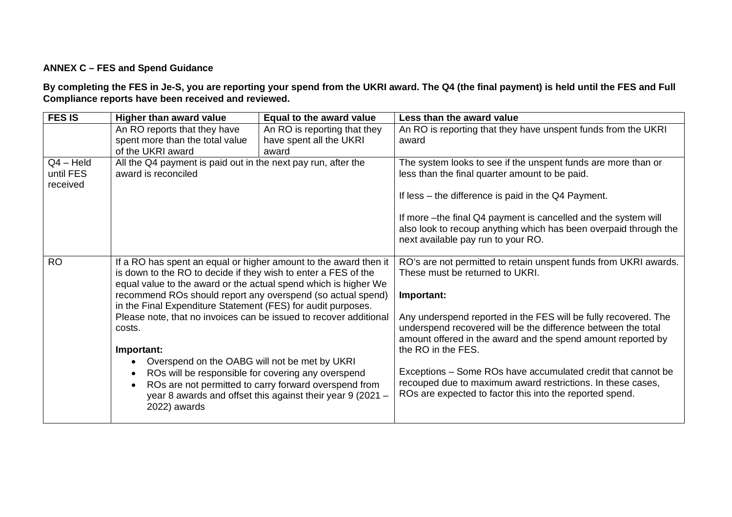**ANNEX C – FES and Spend Guidance**

**By completing the FES in Je-S, you are reporting your spend from the UKRI award. The Q4 (the final payment) is held until the FES and Full Compliance reports have been received and reviewed.**

| FES IS | Higher than award value | Equal to the award value | Less than the award value |
|---|---|---|---|
| | An RO reports that they have spent more than the total value of the UKRI award | An RO is reporting that they have spent all the UKRI award | An RO is reporting that they have unspent funds from the UKRI award |
| Q4 – Held until FES received | All the Q4 payment is paid out in the next pay run, after the award is reconciled | | The system looks to see if the unspent funds are more than or less than the final quarter amount to be paid.<br><br>If less – the difference is paid in the Q4 Payment.<br><br>If more –the final Q4 payment is cancelled and the system will also look to recoup anything which has been overpaid through the next available pay run to your RO. |
| RO | If a RO has spent an equal or higher amount to the award then it is down to the RO to decide if they wish to enter a FES of the equal value to the award or the actual spend which is higher We recommend ROs should report any overspend (so actual spend) in the Final Expenditure Statement (FES) for audit purposes. Please note, that no invoices can be issued to recover additional costs.<br><br>**Important:**<br>• Overspend on the OABG will not be met by UKRI<br>• ROs will be responsible for covering any overspend<br>• ROs are not permitted to carry forward overspend from year 8 awards and offset this against their year 9 (2021 – 2022) awards | | RO's are not permitted to retain unspent funds from UKRI awards. These must be returned to UKRI.<br><br>**Important:**<br><br>Any underspend reported in the FES will be fully recovered. The underspend recovered will be the difference between the total amount offered in the award and the spend amount reported by the RO in the FES.<br><br>Exceptions – Some ROs have accumulated credit that cannot be recouped due to maximum award restrictions. In these cases, ROs are expected to factor this into the reported spend. |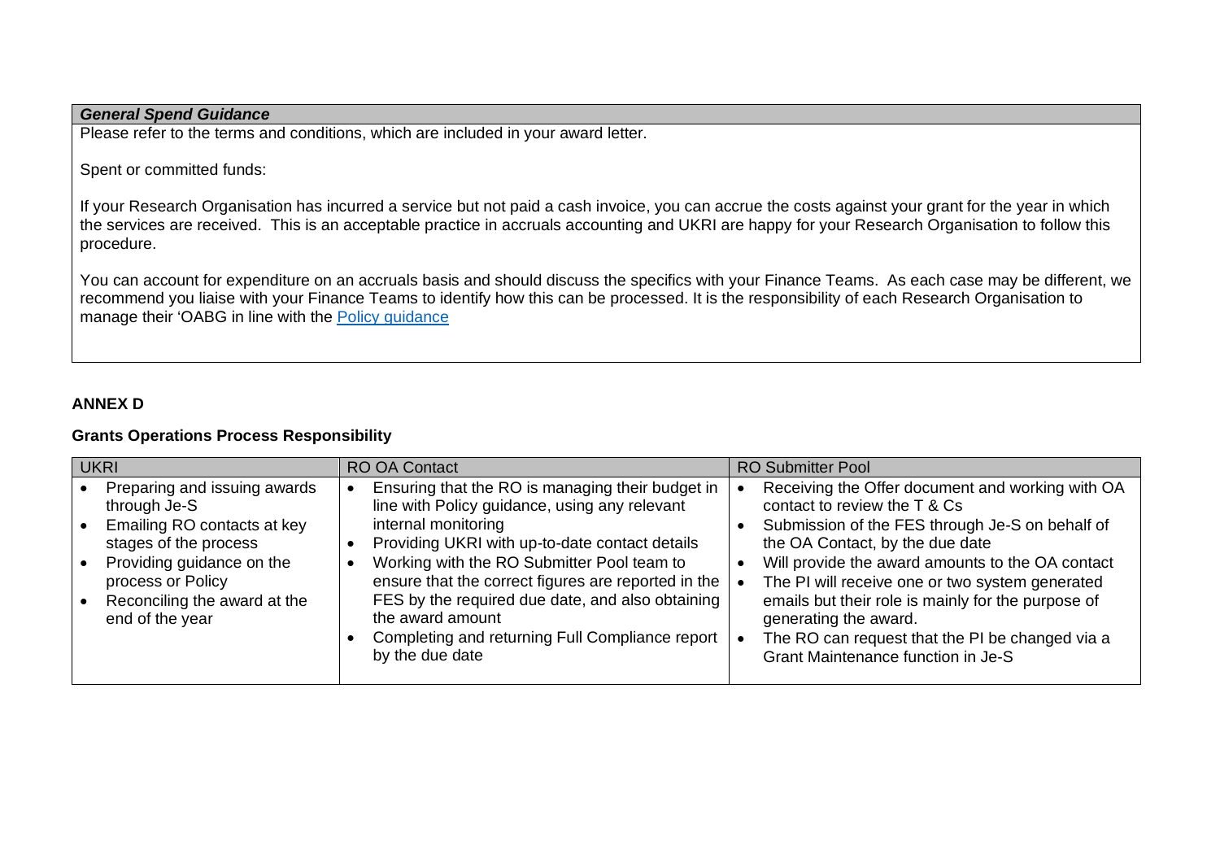| ***General Spend Guidance*** |
| --- |
| Please refer to the terms and conditions, which are included in your award letter.<br><br>Spent or committed funds:<br><br>If your Research Organisation has incurred a service but not paid a cash invoice, you can accrue the costs against your grant for the year in which the services are received. This is an acceptable practice in accruals accounting and UKRI are happy for your Research Organisation to follow this procedure.<br><br>You can account for expenditure on an accruals basis and should discuss the specifics with your Finance Teams. As each case may be different, we recommend you liaise with your Finance Teams to identify how this can be processed. It is the responsibility of each Research Organisation to manage their 'OABG in line with the [Policy guidance]() |

**ANNEX D**

**Grants Operations Process Responsibility**

| UKRI | RO OA Contact | RO Submitter Pool |
| --- | --- | --- |
| • Preparing and issuing awards through Je-S<br>• Emailing RO contacts at key stages of the process<br>• Providing guidance on the process or Policy<br>• Reconciling the award at the end of the year | • Ensuring that the RO is managing their budget in line with Policy guidance, using any relevant internal monitoring<br>• Providing UKRI with up-to-date contact details<br>• Working with the RO Submitter Pool team to ensure that the correct figures are reported in the FES by the required due date, and also obtaining the award amount<br>• Completing and returning Full Compliance report by the due date | • Receiving the Offer document and working with OA contact to review the T & Cs<br>• Submission of the FES through Je-S on behalf of the OA Contact, by the due date<br>• Will provide the award amounts to the OA contact<br>• The PI will receive one or two system generated emails but their role is mainly for the purpose of generating the award.<br>• The RO can request that the PI be changed via a Grant Maintenance function in Je-S |